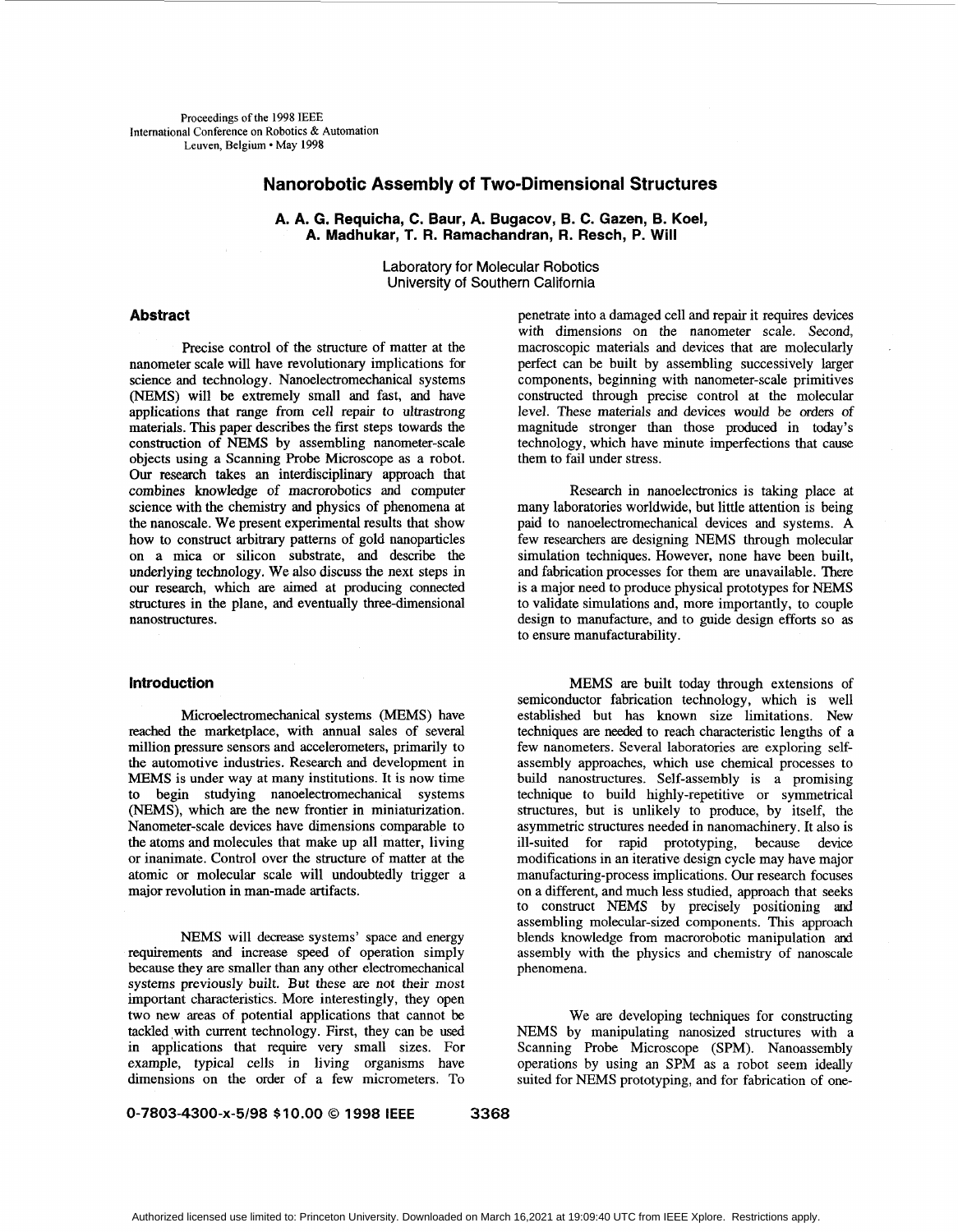# Nanorobotic Assembly of Two-Dimensional Structures

**A. A. G. Requicha, C. Baur, A. Bugacov, B. C. Gazen, B. Koel, A. Madhukar, T. R. Ramachandran, R. Resch, P. Will**

Laboratory for Molecular Robotics
University of Southern California

## Abstract

Precise control of the structure of matter at the nanometer scale will have revolutionary implications for science and technology. Nanoelectromechanical systems (NEMS) will be extremely small and fast, and have applications that range from cell repair to ultrastrong materials. This paper describes the first steps towards the construction of NEMS by assembling nanometer-scale objects using a Scanning Probe Microscope as a robot. Our research takes an interdisciplinary approach that combines knowledge of macrorobotics and computer science with the chemistry and physics of phenomena at the nanoscale. We present experimental results that show how to construct arbitrary patterns of gold nanoparticles on a mica or silicon substrate, and describe the underlying technology. We also discuss the next steps in our research, which are aimed at producing connected structures in the plane, and eventually three-dimensional nanostructures.

## Introduction

Microelectromechanical systems (MEMS) have reached the marketplace, with annual sales of several million pressure sensors and accelerometers, primarily to the automotive industries. Research and development in MEMS is under way at many institutions. It is now time to begin studying nanoelectromechanical systems (NEMS), which are the new frontier in miniaturization. Nanometer-scale devices have dimensions comparable to the atoms and molecules that make up all matter, living or inanimate. Control over the structure of matter at the atomic or molecular scale will undoubtedly trigger a major revolution in man-made artifacts.

NEMS will decrease systems' space and energy requirements and increase speed of operation simply because they are smaller than any other electromechanical systems previously built. But these are not their most important characteristics. More interestingly, they open two new areas of potential applications that cannot be tackled with current technology. First, they can be used in applications that require very small sizes. For example, typical cells in living organisms have dimensions on the order of a few micrometers. To penetrate into a damaged cell and repair it requires devices with dimensions on the nanometer scale. Second, macroscopic materials and devices that are molecularly perfect can be built by assembling successively larger components, beginning with nanometer-scale primitives constructed through precise control at the molecular level. These materials and devices would be orders of magnitude stronger than those produced in today's technology, which have minute imperfections that cause them to fail under stress.

Research in nanoelectronics is taking place at many laboratories worldwide, but little attention is being paid to nanoelectromechanical devices and systems. A few researchers are designing NEMS through molecular simulation techniques. However, none have been built, and fabrication processes for them are unavailable. There is a major need to produce physical prototypes for NEMS to validate simulations and, more importantly, to couple design to manufacture, and to guide design efforts so as to ensure manufacturability.

MEMS are built today through extensions of semiconductor fabrication technology, which is well established but has known size limitations. New techniques are needed to reach characteristic lengths of a few nanometers. Several laboratories are exploring self-assembly approaches, which use chemical processes to build nanostructures. Self-assembly is a promising technique to build highly-repetitive or symmetrical structures, but is unlikely to produce, by itself, the asymmetric structures needed in nanomachinery. It also is ill-suited for rapid prototyping, because device modifications in an iterative design cycle may have major manufacturing-process implications. Our research focuses on a different, and much less studied, approach that seeks to construct NEMS by precisely positioning and assembling molecular-sized components. This approach blends knowledge from macrorobotic manipulation and assembly with the physics and chemistry of nanoscale phenomena.

We are developing techniques for constructing NEMS by manipulating nanosized structures with a Scanning Probe Microscope (SPM). Nanoassembly operations by using an SPM as a robot seem ideally suited for NEMS prototyping, and for fabrication of one-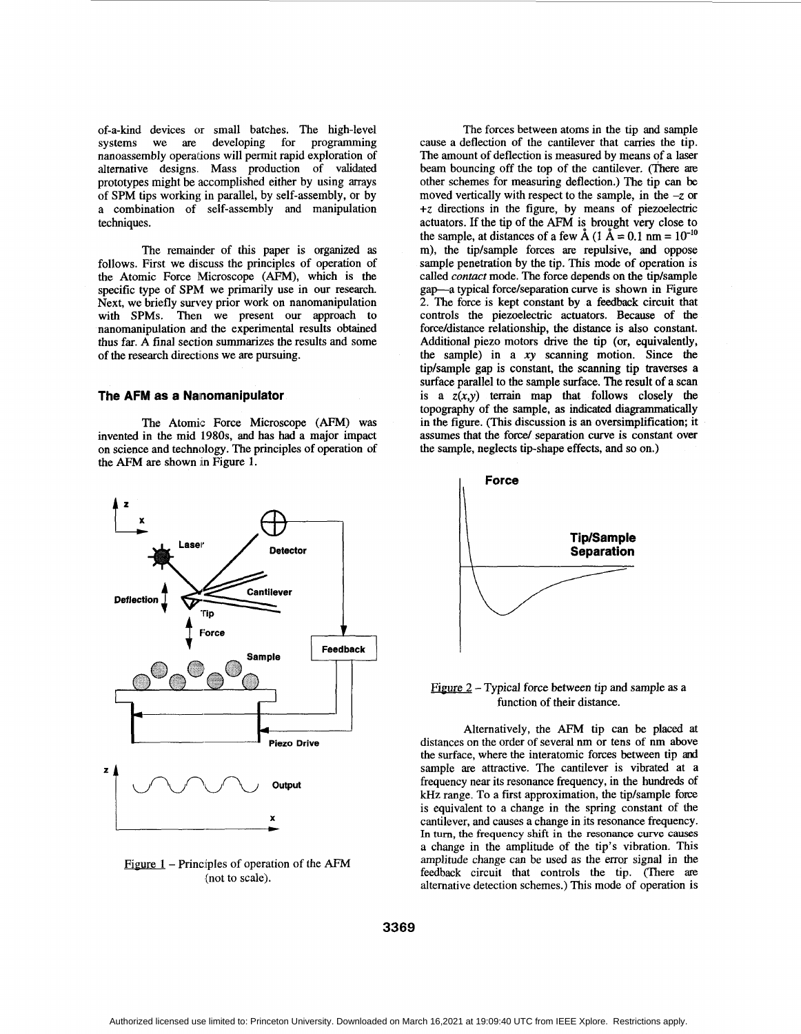of-a-kind devices or small batches. The high-level systems we are developing for programming nanoassembly operations will permit rapid exploration of alternative designs. Mass production of validated prototypes might be accomplished either by using arrays of SPM tips working in parallel, by self-assembly, or by a combination of self-assembly and manipulation techniques.

The remainder of this paper is organized as follows. First we discuss the principles of operation of the Atomic Force Microscope (AFM), which is the specific type of SPM we primarily use in our research. Next, we briefly survey prior work on nanomanipulation with SPMs. Then we present our approach to nanomanipulation and the experimental results obtained thus far. A final section summarizes the results and some of the research directions we are pursuing.

## The AFM as a Nanomanipulator

The Atomic Force Microscope (AFM) was invented in the mid 1980s, and has had a major impact on science and technology. The principles of operation of the AFM are shown in Figure 1.

z
x
Laser
Detector
Deflection
Cantilever
Tip
Force
Sample
Feedback
Piezo Drive
z
Output
x

Figure 1 – Principles of operation of the AFM (not to scale).

The forces between atoms in the tip and sample cause a deflection of the cantilever that carries the tip. The amount of deflection is measured by means of a laser beam bouncing off the top of the cantilever. (There are other schemes for measuring deflection.) The tip can be moved vertically with respect to the sample, in the $-z$ or $+z$ directions in the figure, by means of piezoelectric actuators. If the tip of the AFM is brought very close to the sample, at distances of a few Å (1 Å = 0.1 nm = $10^{-10}$ m), the tip/sample forces are repulsive, and oppose sample penetration by the tip. This mode of operation is called *contact* mode. The force depends on the tip/sample gap—a typical force/separation curve is shown in Figure 2. The force is kept constant by a feedback circuit that controls the piezoelectric actuators. Because of the force/distance relationship, the distance is also constant. Additional piezo motors drive the tip (or, equivalently, the sample) in a $xy$ scanning motion. Since the tip/sample gap is constant, the scanning tip traverses a surface parallel to the sample surface. The result of a scan is a $z(x,y)$ terrain map that follows closely the topography of the sample, as indicated diagrammatically in the figure. (This discussion is an oversimplification; it assumes that the force/ separation curve is constant over the sample, neglects tip-shape effects, and so on.)

Force
Tip/Sample
Separation

Figure 2 – Typical force between tip and sample as a function of their distance.

Alternatively, the AFM tip can be placed at distances on the order of several nm or tens of nm above the surface, where the interatomic forces between tip and sample are attractive. The cantilever is vibrated at a frequency near its resonance frequency, in the hundreds of kHz range. To a first approximation, the tip/sample force is equivalent to a change in the spring constant of the cantilever, and causes a change in its resonance frequency. In turn, the frequency shift in the resonance curve causes a change in the amplitude of the tip's vibration. This amplitude change can be used as the error signal in the feedback circuit that controls the tip. (There are alternative detection schemes.) This mode of operation is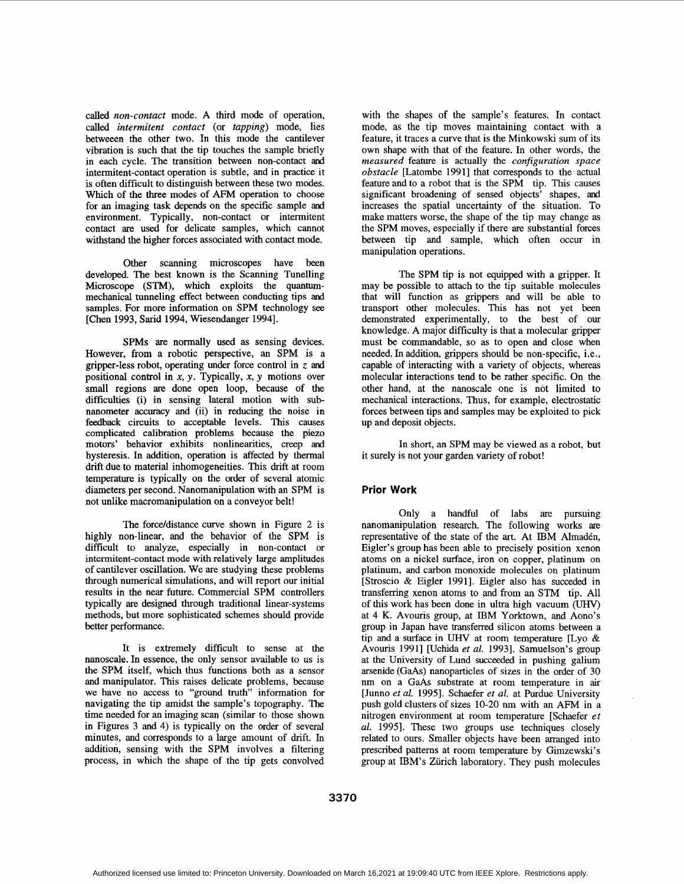called *non-contact* mode. A third mode of operation, called *intermitent contact* (or *tapping*) mode, lies betweeen the other two. In this mode the cantilever vibration is such that the tip touches the sample briefly in each cycle. The transition between non-contact and intermitent-contact operation is subtle, and in practice it is often difficult to distinguish between these two modes. Which of the three modes of AFM operation to choose for an imaging task depends on the specific sample and environment. Typically, non-contact or intermitent contact are used for delicate samples, which cannot withstand the higher forces associated with contact mode.

Other scanning microscopes have been developed. The best known is the Scanning Tunelling Microscope (STM), which exploits the quantum-mechanical tunneling effect between conducting tips and samples. For more information on SPM technology see [Chen 1993, Sarid 1994, Wiesendanger 1994].

SPMs are normally used as sensing devices. However, from a robotic perspective, an SPM is a gripper-less robot, operating under force control in $z$ and positional control in $x$, $y$. Typically, $x$, $y$ motions over small regions are done open loop, because of the difficulties (i) in sensing lateral motion with sub-nanometer accuracy and (ii) in reducing the noise in feedback circuits to acceptable levels. This causes complicated calibration problems because the piezo motors' behavior exhibits nonlinearities, creep and hysteresis. In addition, operation is affected by thermal drift due to material inhomogeneities. This drift at room temperature is typically on the order of several atomic diameters per second. Nanomanipulation with an SPM is not unlike macromanipulation on a conveyor belt!

The force/distance curve shown in Figure 2 is highly non-linear, and the behavior of the SPM is difficult to analyze, especially in non-contact or intermitent-contact mode with relatively large amplitudes of cantilever oscillation. We are studying these problems through numerical simulations, and will report our initial results in the near future. Commercial SPM controllers typically are designed through traditional linear-systems methods, but more sophisticated schemes should provide better performance.

It is extremely difficult to sense at the nanoscale. In essence, the only sensor available to us is the SPM itself, which thus functions both as a sensor and manipulator. This raises delicate problems, because we have no access to "ground truth" information for navigating the tip amidst the sample's topography. The time needed for an imaging scan (similar to those shown in Figures 3 and 4) is typically on the order of several minutes, and corresponds to a large amount of drift. In addition, sensing with the SPM involves a filtering process, in which the shape of the tip gets convolved with the shapes of the sample's features. In contact mode, as the tip moves maintaining contact with a feature, it traces a curve that is the Minkowski sum of its own shape with that of the feature. In other words, the *measured* feature is actually the *configuration space obstacle* [Latombe 1991] that corresponds to the actual feature and to a robot that is the SPM tip. This causes significant broadening of sensed objects' shapes, and increases the spatial uncertainty of the situation. To make matters worse, the shape of the tip may change as the SPM moves, especially if there are substantial forces between tip and sample, which often occur in manipulation operations.

The SPM tip is not equipped with a gripper. It may be possible to attach to the tip suitable molecules that will function as grippers and will be able to transport other molecules. This has not yet been demonstrated experimentally, to the best of our knowledge. A major difficulty is that a molecular gripper must be commandable, so as to open and close when needed. In addition, grippers should be non-specific, i.e., capable of interacting with a variety of objects, whereas molecular interactions tend to be rather specific. On the other hand, at the nanoscale one is not limited to mechanical interactions. Thus, for example, electrostatic forces between tips and samples may be exploited to pick up and deposit objects.

In short, an SPM may be viewed as a robot, but it surely is not your garden variety of robot!

## Prior Work

Only a handful of labs are pursuing nanomanipulation research. The following works are representative of the state of the art. At IBM Almadén, Eigler's group has been able to precisely position xenon atoms on a nickel surface, iron on copper, platinum on platinum, and carbon monoxide molecules on platinum [Stroscio & Eigler 1991]. Eigler also has succeded in transferring xenon atoms to and from an STM tip. All of this work has been done in ultra high vacuum (UHV) at 4 K. Avouris group, at IBM Yorktown, and Aono's group in Japan have transferred silicon atoms between a tip and a surface in UHV at room temperature [Lyo & Avouris 1991] [Uchida *et al.* 1993]. Samuelson's group at the University of Lund succeeded in pushing galium arsenide (GaAs) nanoparticles of sizes in the order of 30 nm on a GaAs substrate at room temperature in air [Junno *et al.* 1995]. Schaefer *et al.* at Purdue University push gold clusters of sizes 10-20 nm with an AFM in a nitrogen environment at room temperature [Schaefer *et al.* 1995]. These two groups use techniques closely related to ours. Smaller objects have been arranged into prescribed patterns at room temperature by Gimzewski's group at IBM's Zürich laboratory. They push molecules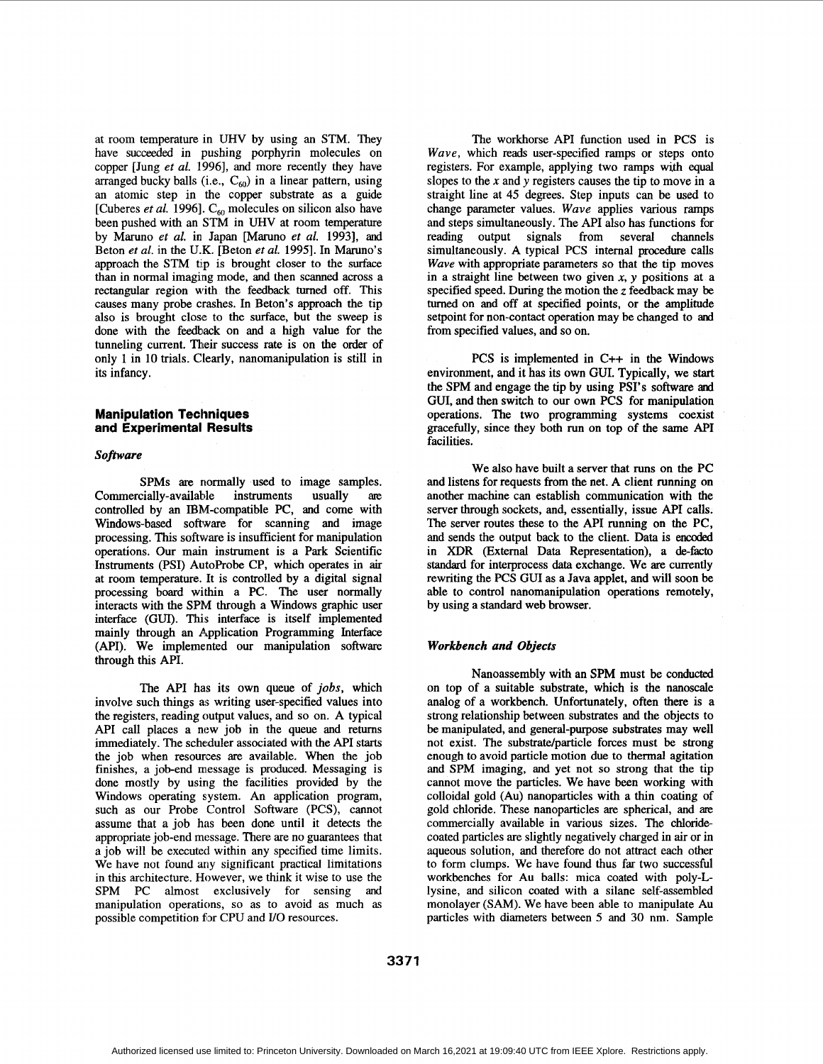at room temperature in UHV by using an STM. They have succeeded in pushing porphyrin molecules on copper [Jung *et al.* 1996], and more recently they have arranged bucky balls (i.e., $C_{60}$) in a linear pattern, using an atomic step in the copper substrate as a guide [Cuberes *et al.* 1996]. $C_{60}$ molecules on silicon also have been pushed with an STM in UHV at room temperature by Maruno *et al.* in Japan [Maruno *et al.* 1993], and Beton *et al.* in the U.K. [Beton *et al.* 1995]. In Maruno's approach the STM tip is brought closer to the surface than in normal imaging mode, and then scanned across a rectangular region with the feedback turned off. This causes many probe crashes. In Beton's approach the tip also is brought close to the surface, but the sweep is done with the feedback on and a high value for the tunneling current. Their success rate is on the order of only 1 in 10 trials. Clearly, nanomanipulation is still in its infancy.

## Manipulation Techniques and Experimental Results

### *Software*

SPMs are normally used to image samples. Commercially-available instruments usually are controlled by an IBM-compatible PC, and come with Windows-based software for scanning and image processing. This software is insufficient for manipulation operations. Our main instrument is a Park Scientific Instruments (PSI) AutoProbe CP, which operates in air at room temperature. It is controlled by a digital signal processing board within a PC. The user normally interacts with the SPM through a Windows graphic user interface (GUI). This interface is itself implemented mainly through an Application Programming Interface (API). We implemented our manipulation software through this API.

The API has its own queue of *jobs*, which involve such things as writing user-specified values into the registers, reading output values, and so on. A typical API call places a new job in the queue and returns immediately. The scheduler associated with the API starts the job when resources are available. When the job finishes, a job-end message is produced. Messaging is done mostly by using the facilities provided by the Windows operating system. An application program, such as our Probe Control Software (PCS), cannot assume that a job has been done until it detects the appropriate job-end message. There are no guarantees that a job will be executed within any specified time limits. We have not found any significant practical limitations in this architecture. However, we think it wise to use the SPM PC almost exclusively for sensing and manipulation operations, so as to avoid as much as possible competition for CPU and I/O resources.

The workhorse API function used in PCS is *Wave*, which reads user-specified ramps or steps onto registers. For example, applying two ramps with equal slopes to the $x$ and $y$ registers causes the tip to move in a straight line at 45 degrees. Step inputs can be used to change parameter values. *Wave* applies various ramps and steps simultaneously. The API also has functions for reading output signals from several channels simultaneously. A typical PCS internal procedure calls *Wave* with appropriate parameters so that the tip moves in a straight line between two given $x$, $y$ positions at a specified speed. During the motion the $z$ feedback may be turned on and off at specified points, or the amplitude setpoint for non-contact operation may be changed to and from specified values, and so on.

PCS is implemented in C++ in the Windows environment, and it has its own GUI. Typically, we start the SPM and engage the tip by using PSI's software and GUI, and then switch to our own PCS for manipulation operations. The two programming systems coexist gracefully, since they both run on top of the same API facilities.

We also have built a server that runs on the PC and listens for requests from the net. A client running on another machine can establish communication with the server through sockets, and, essentially, issue API calls. The server routes these to the API running on the PC, and sends the output back to the client. Data is encoded in XDR (External Data Representation), a de-facto standard for interprocess data exchange. We are currently rewriting the PCS GUI as a Java applet, and will soon be able to control nanomanipulation operations remotely, by using a standard web browser.

### *Workbench and Objects*

Nanoassembly with an SPM must be conducted on top of a suitable substrate, which is the nanoscale analog of a workbench. Unfortunately, often there is a strong relationship between substrates and the objects to be manipulated, and general-purpose substrates may well not exist. The substrate/particle forces must be strong enough to avoid particle motion due to thermal agitation and SPM imaging, and yet not so strong that the tip cannot move the particles. We have been working with colloidal gold (Au) nanoparticles with a thin coating of gold chloride. These nanoparticles are spherical, and are commercially available in various sizes. The chloride-coated particles are slightly negatively charged in air or in aqueous solution, and therefore do not attract each other to form clumps. We have found thus far two successful workbenches for Au balls: mica coated with poly-L-lysine, and silicon coated with a silane self-assembled monolayer (SAM). We have been able to manipulate Au particles with diameters between 5 and 30 nm. Sample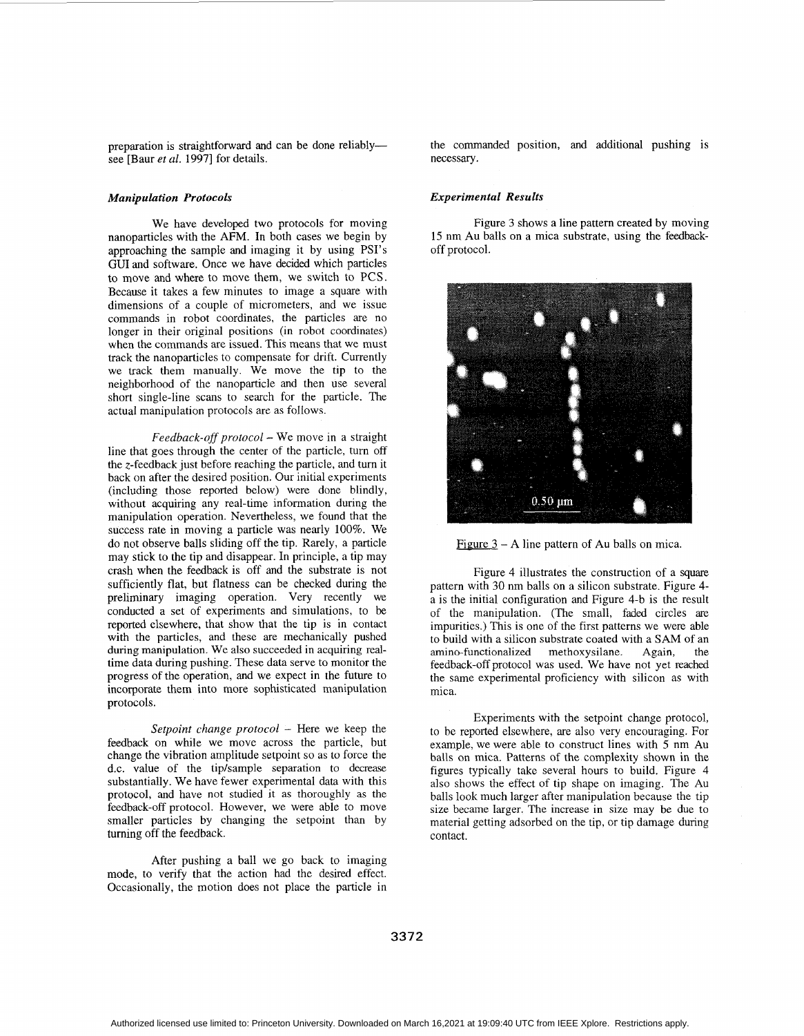preparation is straightforward and can be done reliably—see [Baur *et al.* 1997] for details.

### *Manipulation Protocols*

We have developed two protocols for moving nanoparticles with the AFM. In both cases we begin by approaching the sample and imaging it by using PSI's GUI and software. Once we have decided which particles to move and where to move them, we switch to PCS. Because it takes a few minutes to image a square with dimensions of a couple of micrometers, and we issue commands in robot coordinates, the particles are no longer in their original positions (in robot coordinates) when the commands are issued. This means that we must track the nanoparticles to compensate for drift. Currently we track them manually. We move the tip to the neighborhood of the nanoparticle and then use several short single-line scans to search for the particle. The actual manipulation protocols are as follows.

*Feedback-off protocol* – We move in a straight line that goes through the center of the particle, turn off the $z$-feedback just before reaching the particle, and turn it back on after the desired position. Our initial experiments (including those reported below) were done blindly, without acquiring any real-time information during the manipulation operation. Nevertheless, we found that the success rate in moving a particle was nearly 100%. We do not observe balls sliding off the tip. Rarely, a particle may stick to the tip and disappear. In principle, a tip may crash when the feedback is off and the substrate is not sufficiently flat, but flatness can be checked during the preliminary imaging operation. Very recently we conducted a set of experiments and simulations, to be reported elsewhere, that show that the tip is in contact with the particles, and these are mechanically pushed during manipulation. We also succeeded in acquiring real-time data during pushing. These data serve to monitor the progress of the operation, and we expect in the future to incorporate them into more sophisticated manipulation protocols.

*Setpoint change protocol* – Here we keep the feedback on while we move across the particle, but change the vibration amplitude setpoint so as to force the d.c. value of the tip/sample separation to decrease substantially. We have fewer experimental data with this protocol, and have not studied it as thoroughly as the feedback-off protocol. However, we were able to move smaller particles by changing the setpoint than by turning off the feedback.

After pushing a ball we go back to imaging mode, to verify that the action had the desired effect. Occasionally, the motion does not place the particle in the commanded position, and additional pushing is necessary.

### *Experimental Results*

Figure 3 shows a line pattern created by moving 15 nm Au balls on a mica substrate, using the feedback-off protocol.

Figure 3 – A line pattern of Au balls on mica.

Figure 4 illustrates the construction of a square pattern with 30 nm balls on a silicon substrate. Figure 4-a is the initial configuration and Figure 4-b is the result of the manipulation. (The small, faded circles are impurities.) This is one of the first patterns we were able to build with a silicon substrate coated with a SAM of an amino-functionalized methoxysilane. Again, the feedback-off protocol was used. We have not yet reached the same experimental proficiency with silicon as with mica.

Experiments with the setpoint change protocol, to be reported elsewhere, are also very encouraging. For example, we were able to construct lines with 5 nm Au balls on mica. Patterns of the complexity shown in the figures typically take several hours to build. Figure 4 also shows the effect of tip shape on imaging. The Au balls look much larger after manipulation because the tip size became larger. The increase in size may be due to material getting adsorbed on the tip, or tip damage during contact.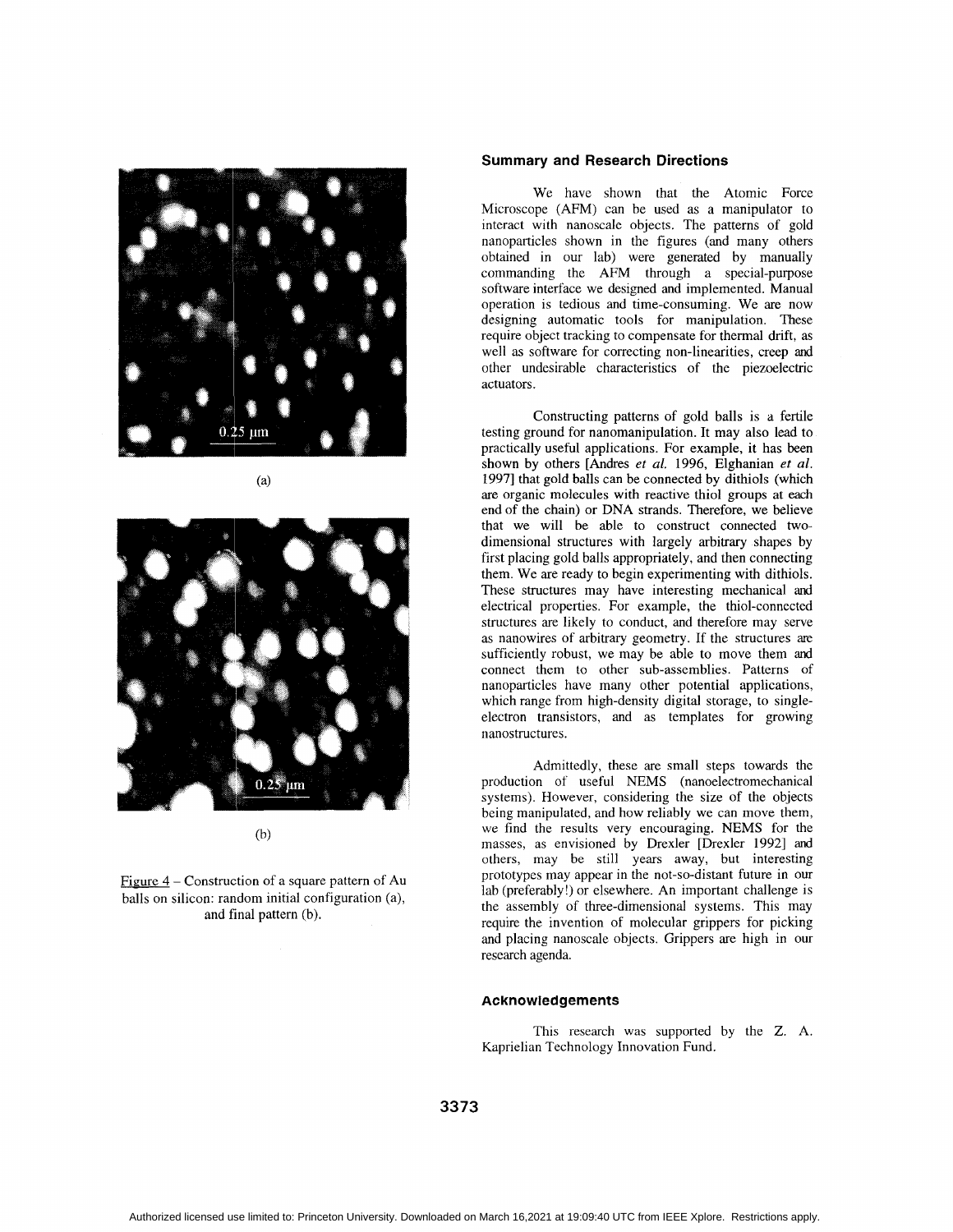0.25 μm

(a)

0.25 μm

(b)

Figure 4 – Construction of a square pattern of Au balls on silicon: random initial configuration (a), and final pattern (b).

## Summary and Research Directions

We have shown that the Atomic Force Microscope (AFM) can be used as a manipulator to interact with nanoscale objects. The patterns of gold nanoparticles shown in the figures (and many others obtained in our lab) were generated by manually commanding the AFM through a special-purpose software interface we designed and implemented. Manual operation is tedious and time-consuming. We are now designing automatic tools for manipulation. These require object tracking to compensate for thermal drift, as well as software for correcting non-linearities, creep and other undesirable characteristics of the piezoelectric actuators.

Constructing patterns of gold balls is a fertile testing ground for nanomanipulation. It may also lead to practically useful applications. For example, it has been shown by others [Andres *et al.* 1996, Elghanian *et al.* 1997] that gold balls can be connected by dithiols (which are organic molecules with reactive thiol groups at each end of the chain) or DNA strands. Therefore, we believe that we will be able to construct connected two-dimensional structures with largely arbitrary shapes by first placing gold balls appropriately, and then connecting them. We are ready to begin experimenting with dithiols. These structures may have interesting mechanical and electrical properties. For example, the thiol-connected structures are likely to conduct, and therefore may serve as nanowires of arbitrary geometry. If the structures are sufficiently robust, we may be able to move them and connect them to other sub-assemblies. Patterns of nanoparticles have many other potential applications, which range from high-density digital storage, to single-electron transistors, and as templates for growing nanostructures.

Admittedly, these are small steps towards the production of useful NEMS (nanoelectromechanical systems). However, considering the size of the objects being manipulated, and how reliably we can move them, we find the results very encouraging. NEMS for the masses, as envisioned by Drexler [Drexler 1992] and others, may be still years away, but interesting prototypes may appear in the not-so-distant future in our lab (preferably!) or elsewhere. An important challenge is the assembly of three-dimensional systems. This may require the invention of molecular grippers for picking and placing nanoscale objects. Grippers are high in our research agenda.

## Acknowledgements

This research was supported by the Z. A. Kaprielian Technology Innovation Fund.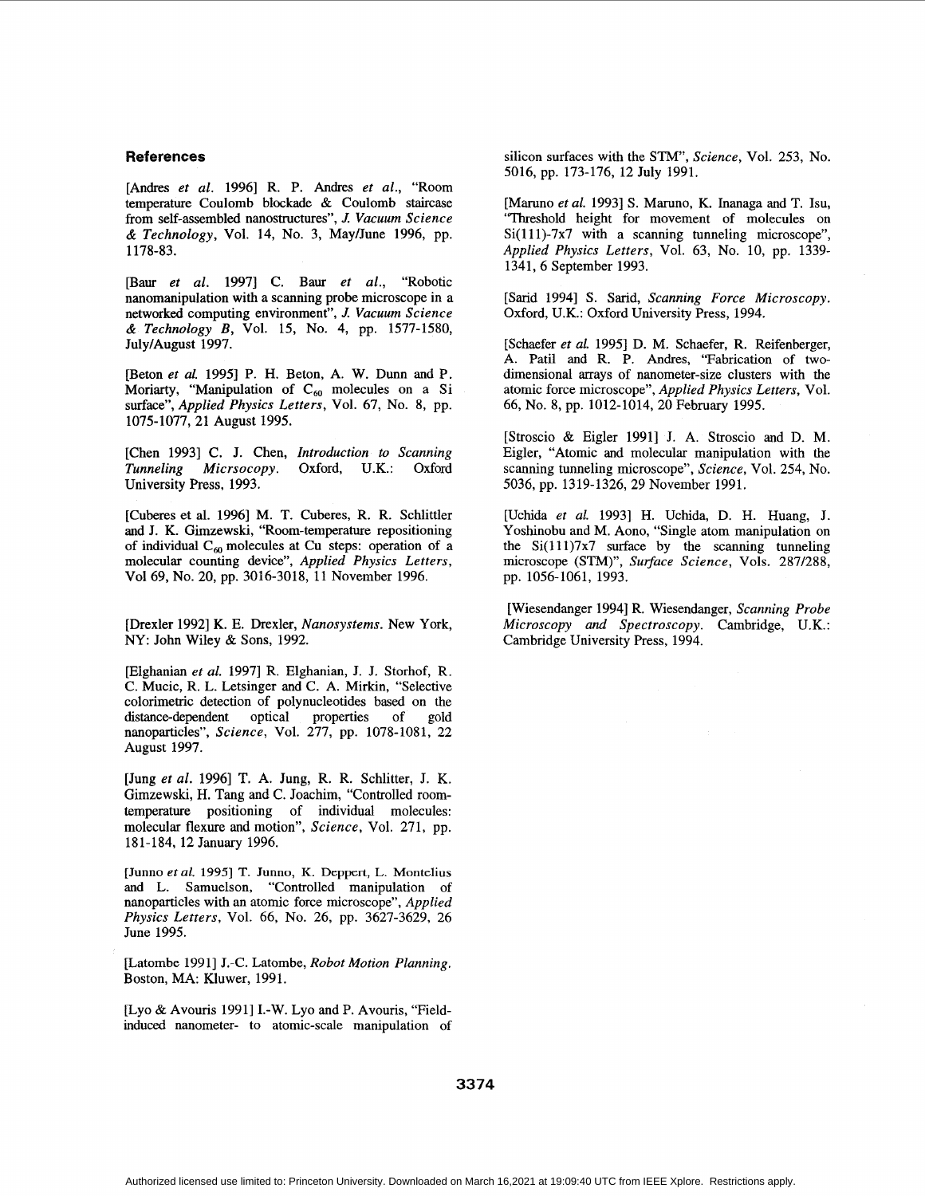## References

[Andres *et al.* 1996] R. P. Andres *et al.*, "Room temperature Coulomb blockade & Coulomb staircase from self-assembled nanostructures", *J. Vacuum Science & Technology*, Vol. 14, No. 3, May/June 1996, pp. 1178-83.

[Baur *et al.* 1997] C. Baur *et al.*, "Robotic nanomanipulation with a scanning probe microscope in a networked computing environment", *J. Vacuum Science & Technology B*, Vol. 15, No. 4, pp. 1577-1580, July/August 1997.

[Beton *et al.* 1995] P. H. Beton, A. W. Dunn and P. Moriarty, "Manipulation of $C_{60}$ molecules on a Si surface", *Applied Physics Letters*, Vol. 67, No. 8, pp. 1075-1077, 21 August 1995.

[Chen 1993] C. J. Chen, *Introduction to Scanning Tunneling Micrsocopy*. Oxford, U.K.: Oxford University Press, 1993.

[Cuberes et al. 1996] M. T. Cuberes, R. R. Schlittler and J. K. Gimzewski, "Room-temperature repositioning of individual $C_{60}$ molecules at Cu steps: operation of a molecular counting device", *Applied Physics Letters*, Vol 69, No. 20, pp. 3016-3018, 11 November 1996.

[Drexler 1992] K. E. Drexler, *Nanosystems*. New York, NY: John Wiley & Sons, 1992.

[Elghanian *et al.* 1997] R. Elghanian, J. J. Storhof, R. C. Mucic, R. L. Letsinger and C. A. Mirkin, "Selective colorimetric detection of polynucleotides based on the distance-dependent optical properties of gold nanoparticles", *Science*, Vol. 277, pp. 1078-1081, 22 August 1997.

[Jung *et al.* 1996] T. A. Jung, R. R. Schlitter, J. K. Gimzewski, H. Tang and C. Joachim, "Controlled room-temperature positioning of individual molecules: molecular flexure and motion", *Science*, Vol. 271, pp. 181-184, 12 January 1996.

[Junno *et al.* 1995] T. Junno, K. Deppert, L. Montelius and L. Samuelson, "Controlled manipulation of nanoparticles with an atomic force microscope", *Applied Physics Letters*, Vol. 66, No. 26, pp. 3627-3629, 26 June 1995.

[Latombe 1991] J.-C. Latombe, *Robot Motion Planning*. Boston, MA: Kluwer, 1991.

[Lyo & Avouris 1991] I.-W. Lyo and P. Avouris, "Field-induced nanometer- to atomic-scale manipulation of silicon surfaces with the STM", *Science*, Vol. 253, No. 5016, pp. 173-176, 12 July 1991.

[Maruno *et al.* 1993] S. Maruno, K. Inanaga and T. Isu, "Threshold height for movement of molecules on Si(111)-7x7 with a scanning tunneling microscope", *Applied Physics Letters*, Vol. 63, No. 10, pp. 1339-1341, 6 September 1993.

[Sarid 1994] S. Sarid, *Scanning Force Microscopy*. Oxford, U.K.: Oxford University Press, 1994.

[Schaefer *et al.* 1995] D. M. Schaefer, R. Reifenberger, A. Patil and R. P. Andres, "Fabrication of two-dimensional arrays of nanometer-size clusters with the atomic force microscope", *Applied Physics Letters*, Vol. 66, No. 8, pp. 1012-1014, 20 February 1995.

[Stroscio & Eigler 1991] J. A. Stroscio and D. M. Eigler, "Atomic and molecular manipulation with the scanning tunneling microscope", *Science*, Vol. 254, No. 5036, pp. 1319-1326, 29 November 1991.

[Uchida *et al.* 1993] H. Uchida, D. H. Huang, J. Yoshinobu and M. Aono, "Single atom manipulation on the Si(111)7x7 surface by the scanning tunneling microscope (STM)", *Surface Science*, Vols. 287/288, pp. 1056-1061, 1993.

[Wiesendanger 1994] R. Wiesendanger, *Scanning Probe Microscopy and Spectroscopy*. Cambridge, U.K.: Cambridge University Press, 1994.